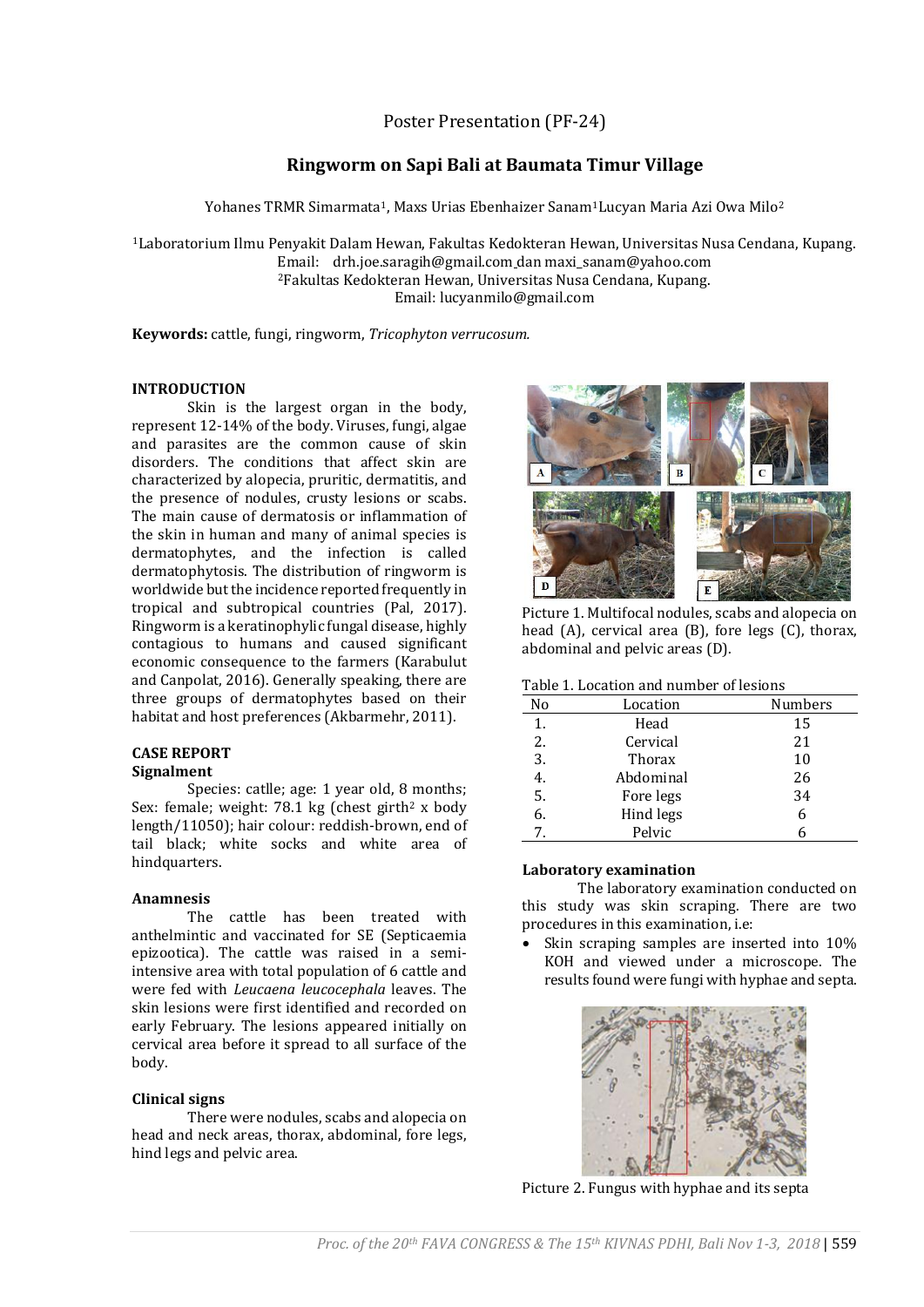Poster Presentation (PF-24)

# Ringworm on Sapi Bali at Baumata Timur Village

Yohanes TRMR Simarmata[1], Maxs Urias Ebenhaizer Sanam[1]Lucyan Maria Azi Owa Milo[2]

[1]Laboratorium Ilmu Penyakit Dalam Hewan, Fakultas Kedokteran Hewan, Universitas Nusa Cendana, Kupang. Email: drh.joe.saragih@gmail.com dan maxi_sanam@yahoo.com
[2]Fakultas Kedokteran Hewan, Universitas Nusa Cendana, Kupang. Email: lucyanmilo@gmail.com

**Keywords:** cattle, fungi, ringworm, *Tricophyton verrucosum.*

## INTRODUCTION

Skin is the largest organ in the body, represent 12-14% of the body. Viruses, fungi, algae and parasites are the common cause of skin disorders. The conditions that affect skin are characterized by alopecia, pruritic, dermatitis, and the presence of nodules, crusty lesions or scabs. The main cause of dermatosis or inflammation of the skin in human and many of animal species is dermatophytes, and the infection is called dermatophytosis. The distribution of ringworm is worldwide but the incidence reported frequently in tropical and subtropical countries (Pal, 2017). Ringworm is a keratinophylic fungal disease, highly contagious to humans and caused significant economic consequence to the farmers (Karabulut and Canpolat, 2016). Generally speaking, there are three groups of dermatophytes based on their habitat and host preferences (Akbarmehr, 2011).

## CASE REPORT

### Signalment

Species: cattle; age: 1 year old, 8 months; Sex: female; weight: 78.1 kg (chest girth$^2$ x body length/11050); hair colour: reddish-brown, end of tail black; white socks and white area of hindquarters.

### Anamnesis

The cattle has been treated with anthelmintic and vaccinated for SE (Septicaemia epizootica). The cattle was raised in a semi-intensive area with total population of 6 cattle and were fed with *Leucaena leucocephala* leaves. The skin lesions were first identified and recorded on early February. The lesions appeared initially on cervical area before it spread to all surface of the body.

### Clinical signs

There were nodules, scabs and alopecia on head and neck areas, thorax, abdominal, fore legs, hind legs and pelvic area.

Picture 1. Multifocal nodules, scabs and alopecia on head (A), cervical area (B), fore legs (C), thorax, abdominal and pelvic areas (D).

Table 1. Location and number of lesions

| No | Location | Numbers |
|---|---|---|
| 1. | Head | 15 |
| 2. | Cervical | 21 |
| 3. | Thorax | 10 |
| 4. | Abdominal | 26 |
| 5. | Fore legs | 34 |
| 6. | Hind legs | 6 |
| 7. | Pelvic | 6 |

### Laboratory examination

The laboratory examination conducted on this study was skin scraping. There are two procedures in this examination, i.e:

- Skin scraping samples are inserted into 10% KOH and viewed under a microscope. The results found were fungi with hyphae and septa.

Picture 2. Fungus with hyphae and its septa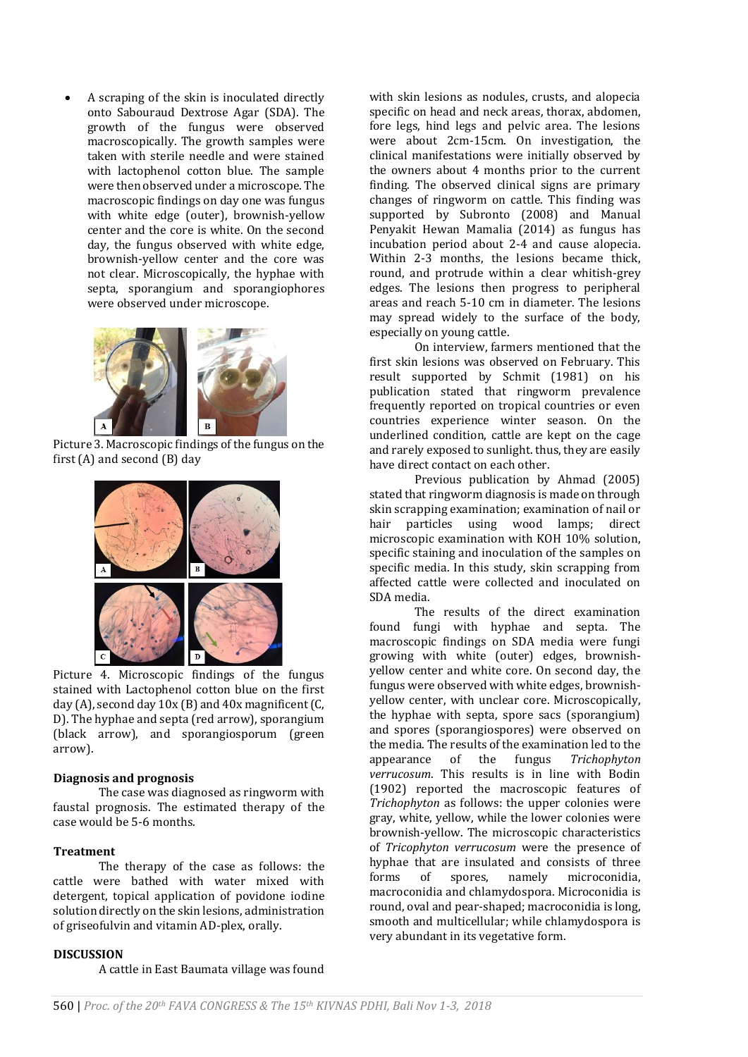- A scraping of the skin is inoculated directly onto Sabouraud Dextrose Agar (SDA). The growth of the fungus were observed macroscopically. The growth samples were taken with sterile needle and were stained with lactophenol cotton blue. The sample were then observed under a microscope. The macroscopic findings on day one was fungus with white edge (outer), brownish-yellow center and the core is white. On the second day, the fungus observed with white edge, brownish-yellow center and the core was not clear. Microscopically, the hyphae with septa, sporangium and sporangiophores were observed under microscope.

Picture 3. Macroscopic findings of the fungus on the first (A) and second (B) day

Picture 4. Microscopic findings of the fungus stained with Lactophenol cotton blue on the first day (A), second day 10x (B) and 40x magnificent (C, D). The hyphae and septa (red arrow), sporangium (black arrow), and sporangiosporum (green arrow).

### Diagnosis and prognosis

The case was diagnosed as ringworm with faustal prognosis. The estimated therapy of the case would be 5-6 months.

### Treatment

The therapy of the case as follows: the cattle were bathed with water mixed with detergent, topical application of povidone iodine solution directly on the skin lesions, administration of griseofulvin and vitamin AD-plex, orally.

## DISCUSSION

A cattle in East Baumata village was found with skin lesions as nodules, crusts, and alopecia specific on head and neck areas, thorax, abdomen, fore legs, hind legs and pelvic area. The lesions were about 2cm-15cm. On investigation, the clinical manifestations were initially observed by the owners about 4 months prior to the current finding. The observed clinical signs are primary changes of ringworm on cattle. This finding was supported by Subronto (2008) and Manual Penyakit Hewan Mamalia (2014) as fungus has incubation period about 2-4 and cause alopecia. Within 2-3 months, the lesions became thick, round, and protrude within a clear whitish-grey edges. The lesions then progress to peripheral areas and reach 5-10 cm in diameter. The lesions may spread widely to the surface of the body, especially on young cattle.

On interview, farmers mentioned that the first skin lesions was observed on February. This result supported by Schmit (1981) on his publication stated that ringworm prevalence frequently reported on tropical countries or even countries experience winter season. On the underlined condition, cattle are kept on the cage and rarely exposed to sunlight. thus, they are easily have direct contact on each other.

Previous publication by Ahmad (2005) stated that ringworm diagnosis is made on through skin scrapping examination; examination of nail or hair particles using wood lamps; direct microscopic examination with KOH 10% solution, specific staining and inoculation of the samples on specific media. In this study, skin scrapping from affected cattle were collected and inoculated on SDA media.

The results of the direct examination found fungi with hyphae and septa. The macroscopic findings on SDA media were fungi growing with white (outer) edges, brownish-yellow center and white core. On second day, the fungus were observed with white edges, brownish-yellow center, with unclear core. Microscopically, the hyphae with septa, spore sacs (sporangium) and spores (sporangiospores) were observed on the media. The results of the examination led to the appearance of the fungus *Trichophyton verrucosum*. This results is in line with Bodin (1902) reported the macroscopic features of *Trichophyton* as follows: the upper colonies were gray, white, yellow, while the lower colonies were brownish-yellow. The microscopic characteristics of *Tricophyton verrucosum* were the presence of hyphae that are insulated and consists of three forms of spores, namely microconidia, macroconidia and chlamydospora. Microconidia is round, oval and pear-shaped; macroconidia is long, smooth and multicellular; while chlamydospora is very abundant in its vegetative form.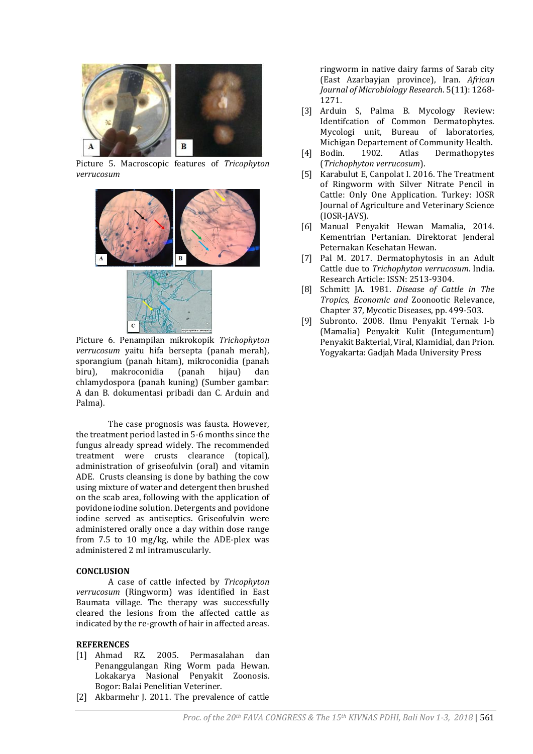Picture 5. Macroscopic features of *Tricophyton verrucosum*

Picture 6. Penampilan mikrokopik *Trichophyton verrucosum* yaitu hifa bersepta (panah merah), sporangium (panah hitam), mikroconidia (panah biru), makroconidia (panah hijau) dan chlamydospora (panah kuning) (Sumber gambar: A dan B. dokumentasi pribadi dan C. Arduin and Palma).

The case prognosis was fausta. However, the treatment period lasted in 5-6 months since the fungus already spread widely. The recommended treatment were crusts clearance (topical), administration of griseofulvin (oral) and vitamin ADE. Crusts cleansing is done by bathing the cow using mixture of water and detergent then brushed on the scab area, following with the application of povidone iodine solution. Detergents and povidone iodine served as antiseptics. Griseofulvin were administered orally once a day within dose range from 7.5 to 10 mg/kg, while the ADE-plex was administered 2 ml intramuscularly.

## CONCLUSION

A case of cattle infected by *Tricophyton verrucosum* (Ringworm) was identified in East Baumata village. The therapy was successfully cleared the lesions from the affected cattle as indicated by the re-growth of hair in affected areas.

## REFERENCES

[1] Ahmad RZ. 2005. Permasalahan dan Penanggulangan Ring Worm pada Hewan. Lokakarya Nasional Penyakit Zoonosis. Bogor: Balai Penelitian Veteriner.

[2] Akbarmehr J. 2011. The prevalence of cattle ringworm in native dairy farms of Sarab city (East Azarbayjan province), Iran. *African Journal of Microbiology Research*. 5(11): 1268-1271.

[3] Arduin S, Palma B. Mycology Review: Identifcation of Common Dermatophytes. Mycologi unit, Bureau of laboratories, Michigan Departement of Community Health.

[4] Bodin. 1902. Atlas Dermathopytes (*Trichophyton verrucosum*).

[5] Karabulut E, Canpolat I. 2016. The Treatment of Ringworm with Silver Nitrate Pencil in Cattle: Only One Application. Turkey: IOSR Journal of Agriculture and Veterinary Science (IOSR-JAVS).

[6] Manual Penyakit Hewan Mamalia, 2014. Kementrian Pertanian. Direktorat Jenderal Peternakan Kesehatan Hewan.

[7] Pal M. 2017. Dermatophytosis in an Adult Cattle due to *Trichophyton verrucosum*. India. Research Article: ISSN: 2513-9304.

[8] Schmitt JA. 1981. *Disease of Cattle in The Tropics, Economic and* Zoonootic Relevance, Chapter 37, Mycotic Diseases, pp. 499-503.

[9] Subronto. 2008. Ilmu Penyakit Ternak I-b (Mamalia) Penyakit Kulit (Integumentum) Penyakit Bakterial, Viral, Klamidial, dan Prion. Yogyakarta: Gadjah Mada University Press